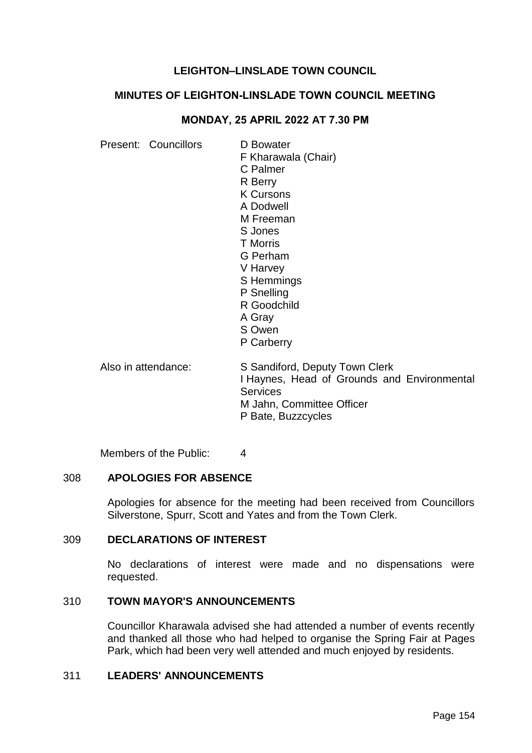# LEIGHTON–LINSLADE TOWN COUNCIL

## MINUTES OF LEIGHTON-LINSLADE TOWN COUNCIL MEETING

### MONDAY, 25 APRIL 2022 AT 7.30 PM

Present: Councillors

D Bowater
F Kharawala (Chair)
C Palmer
R Berry
K Cursons
A Dodwell
M Freeman
S Jones
T Morris
G Perham
V Harvey
S Hemmings
P Snelling
R Goodchild
A Gray
S Owen
P Carberry

Also in attendance:

S Sandiford, Deputy Town Clerk
I Haynes, Head of Grounds and Environmental Services
M Jahn, Committee Officer
P Bate, Buzzcycles

Members of the Public: 4

### 308 APOLOGIES FOR ABSENCE

Apologies for absence for the meeting had been received from Councillors Silverstone, Spurr, Scott and Yates and from the Town Clerk.

### 309 DECLARATIONS OF INTEREST

No declarations of interest were made and no dispensations were requested.

### 310 TOWN MAYOR'S ANNOUNCEMENTS

Councillor Kharawala advised she had attended a number of events recently and thanked all those who had helped to organise the Spring Fair at Pages Park, which had been very well attended and much enjoyed by residents.

### 311 LEADERS' ANNOUNCEMENTS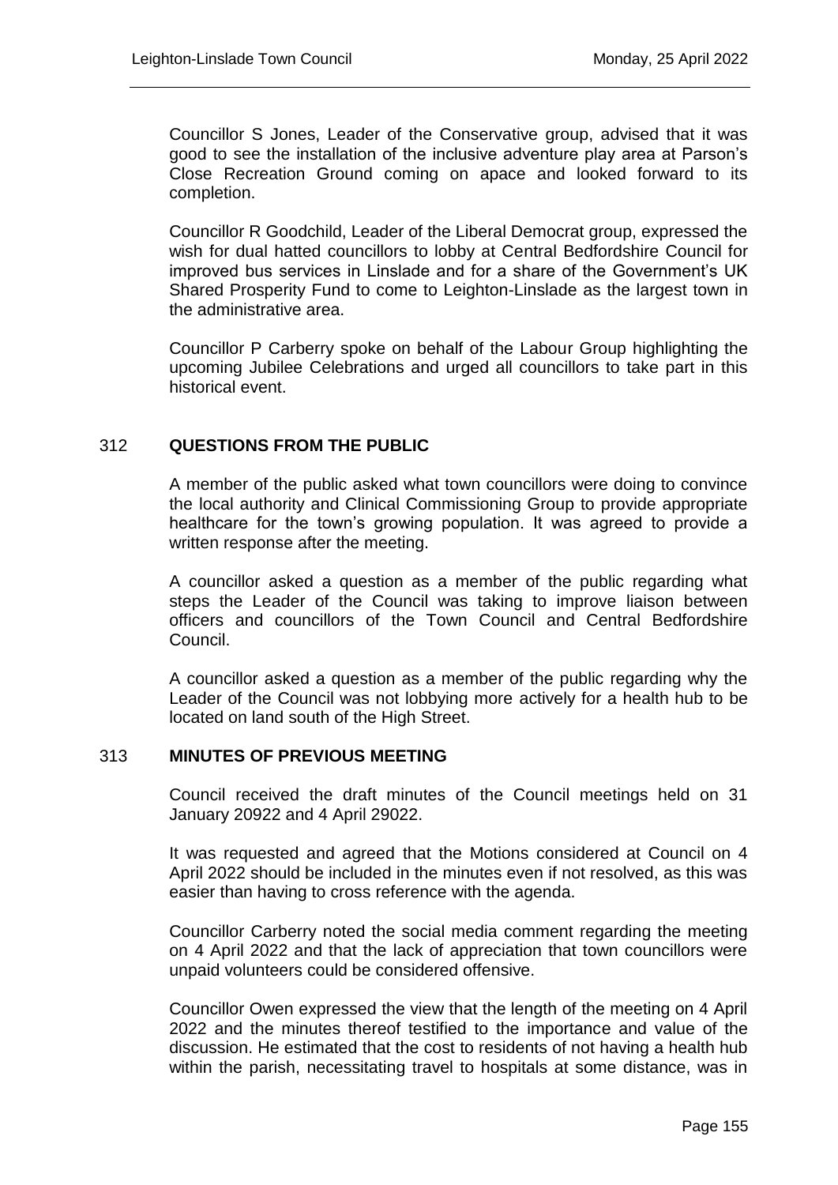Councillor S Jones, Leader of the Conservative group, advised that it was good to see the installation of the inclusive adventure play area at Parson's Close Recreation Ground coming on apace and looked forward to its completion.

Councillor R Goodchild, Leader of the Liberal Democrat group, expressed the wish for dual hatted councillors to lobby at Central Bedfordshire Council for improved bus services in Linslade and for a share of the Government's UK Shared Prosperity Fund to come to Leighton-Linslade as the largest town in the administrative area.

Councillor P Carberry spoke on behalf of the Labour Group highlighting the upcoming Jubilee Celebrations and urged all councillors to take part in this historical event.

## 312 QUESTIONS FROM THE PUBLIC

A member of the public asked what town councillors were doing to convince the local authority and Clinical Commissioning Group to provide appropriate healthcare for the town's growing population. It was agreed to provide a written response after the meeting.

A councillor asked a question as a member of the public regarding what steps the Leader of the Council was taking to improve liaison between officers and councillors of the Town Council and Central Bedfordshire Council.

A councillor asked a question as a member of the public regarding why the Leader of the Council was not lobbying more actively for a health hub to be located on land south of the High Street.

## 313 MINUTES OF PREVIOUS MEETING

Council received the draft minutes of the Council meetings held on 31 January 20922 and 4 April 29022.

It was requested and agreed that the Motions considered at Council on 4 April 2022 should be included in the minutes even if not resolved, as this was easier than having to cross reference with the agenda.

Councillor Carberry noted the social media comment regarding the meeting on 4 April 2022 and that the lack of appreciation that town councillors were unpaid volunteers could be considered offensive.

Councillor Owen expressed the view that the length of the meeting on 4 April 2022 and the minutes thereof testified to the importance and value of the discussion. He estimated that the cost to residents of not having a health hub within the parish, necessitating travel to hospitals at some distance, was in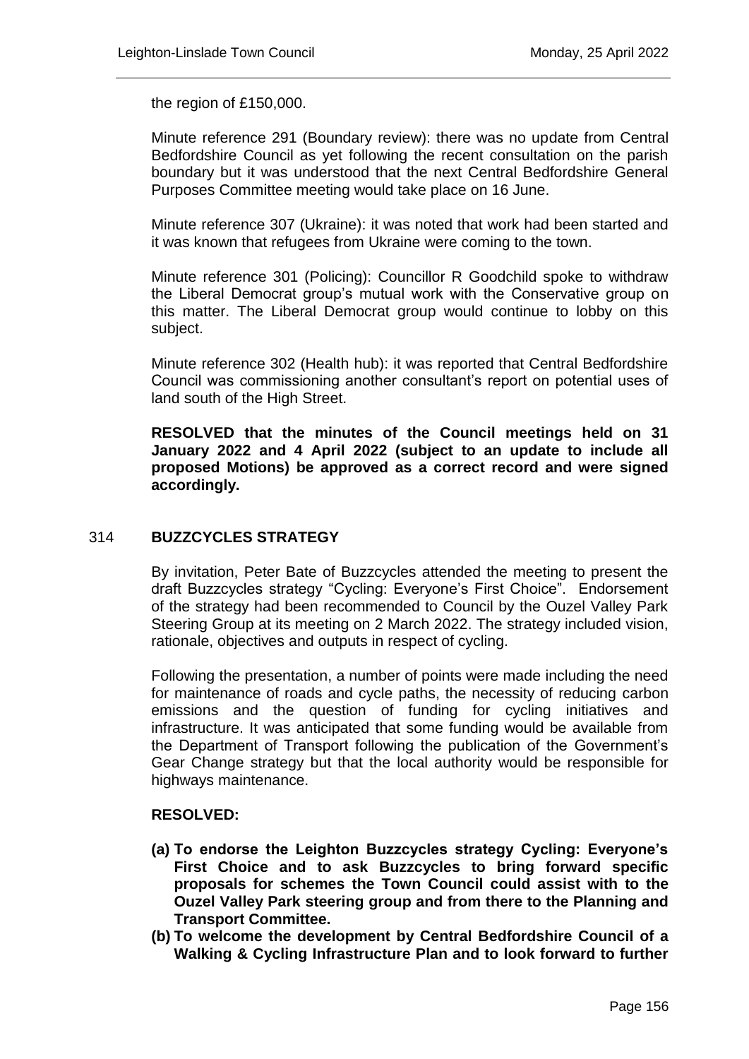the region of £150,000.

Minute reference 291 (Boundary review): there was no update from Central Bedfordshire Council as yet following the recent consultation on the parish boundary but it was understood that the next Central Bedfordshire General Purposes Committee meeting would take place on 16 June.

Minute reference 307 (Ukraine): it was noted that work had been started and it was known that refugees from Ukraine were coming to the town.

Minute reference 301 (Policing): Councillor R Goodchild spoke to withdraw the Liberal Democrat group's mutual work with the Conservative group on this matter. The Liberal Democrat group would continue to lobby on this subject.

Minute reference 302 (Health hub): it was reported that Central Bedfordshire Council was commissioning another consultant's report on potential uses of land south of the High Street.

**RESOLVED that the minutes of the Council meetings held on 31 January 2022 and 4 April 2022 (subject to an update to include all proposed Motions) be approved as a correct record and were signed accordingly.**

## 314 BUZZCYCLES STRATEGY

By invitation, Peter Bate of Buzzcycles attended the meeting to present the draft Buzzcycles strategy "Cycling: Everyone's First Choice". Endorsement of the strategy had been recommended to Council by the Ouzel Valley Park Steering Group at its meeting on 2 March 2022. The strategy included vision, rationale, objectives and outputs in respect of cycling.

Following the presentation, a number of points were made including the need for maintenance of roads and cycle paths, the necessity of reducing carbon emissions and the question of funding for cycling initiatives and infrastructure. It was anticipated that some funding would be available from the Department of Transport following the publication of the Government's Gear Change strategy but that the local authority would be responsible for highways maintenance.

**RESOLVED:**

- **(a) To endorse the Leighton Buzzcycles strategy Cycling: Everyone's First Choice and to ask Buzzcycles to bring forward specific proposals for schemes the Town Council could assist with to the Ouzel Valley Park steering group and from there to the Planning and Transport Committee.**
- **(b) To welcome the development by Central Bedfordshire Council of a Walking & Cycling Infrastructure Plan and to look forward to further**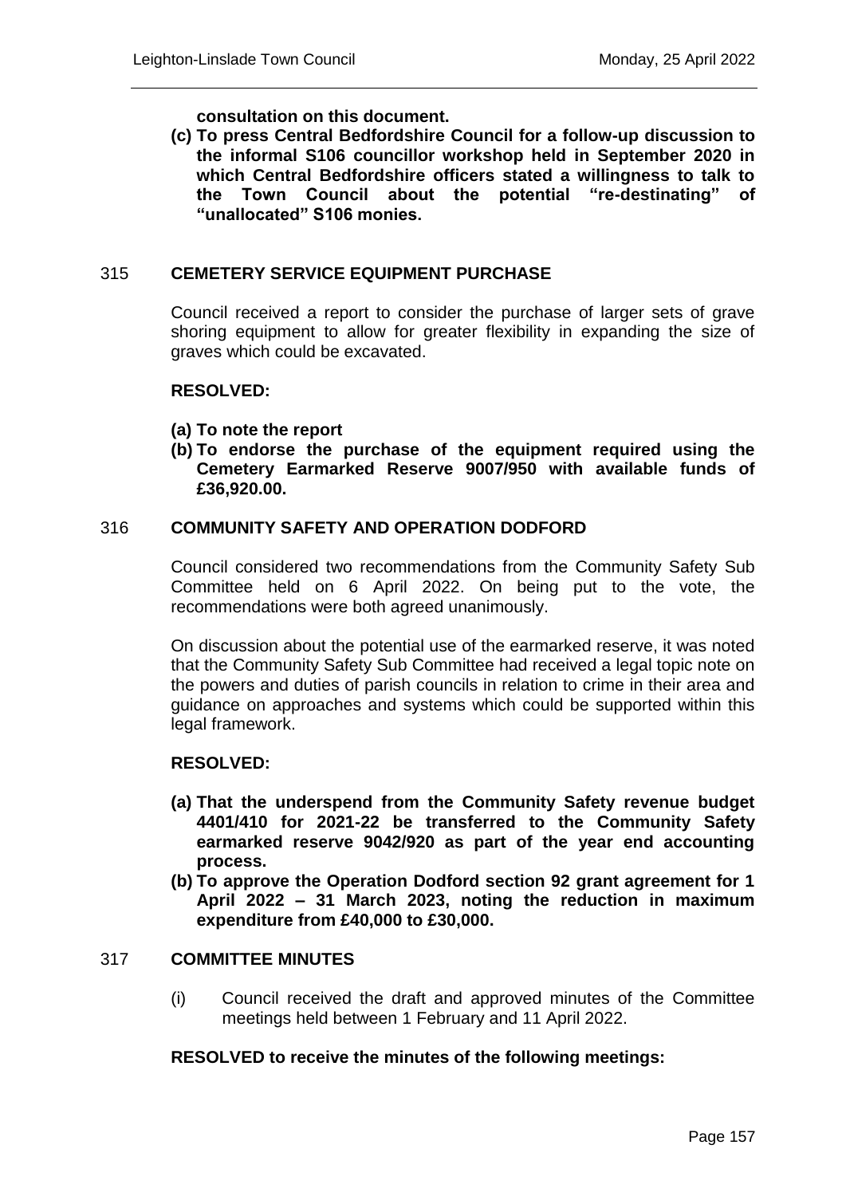**consultation on this document.**

**(c) To press Central Bedfordshire Council for a follow-up discussion to the informal S106 councillor workshop held in September 2020 in which Central Bedfordshire officers stated a willingness to talk to the Town Council about the potential "re-destinating" of "unallocated" S106 monies.**

## 315 CEMETERY SERVICE EQUIPMENT PURCHASE

Council received a report to consider the purchase of larger sets of grave shoring equipment to allow for greater flexibility in expanding the size of graves which could be excavated.

**RESOLVED:**

**(a) To note the report**

**(b) To endorse the purchase of the equipment required using the Cemetery Earmarked Reserve 9007/950 with available funds of £36,920.00.**

## 316 COMMUNITY SAFETY AND OPERATION DODFORD

Council considered two recommendations from the Community Safety Sub Committee held on 6 April 2022. On being put to the vote, the recommendations were both agreed unanimously.

On discussion about the potential use of the earmarked reserve, it was noted that the Community Safety Sub Committee had received a legal topic note on the powers and duties of parish councils in relation to crime in their area and guidance on approaches and systems which could be supported within this legal framework.

**RESOLVED:**

**(a) That the underspend from the Community Safety revenue budget 4401/410 for 2021-22 be transferred to the Community Safety earmarked reserve 9042/920 as part of the year end accounting process.**

**(b) To approve the Operation Dodford section 92 grant agreement for 1 April 2022 – 31 March 2023, noting the reduction in maximum expenditure from £40,000 to £30,000.**

## 317 COMMITTEE MINUTES

(i) Council received the draft and approved minutes of the Committee meetings held between 1 February and 11 April 2022.

**RESOLVED to receive the minutes of the following meetings:**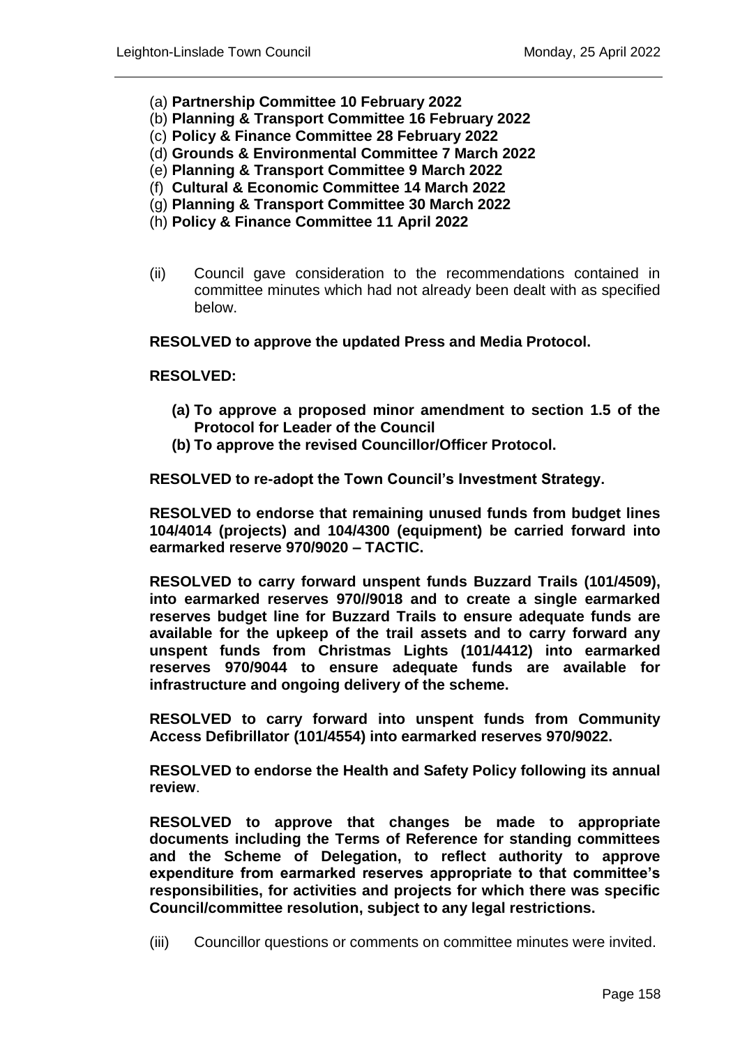(a) **Partnership Committee 10 February 2022**
(b) **Planning & Transport Committee 16 February 2022**
(c) **Policy & Finance Committee 28 February 2022**
(d) **Grounds & Environmental Committee 7 March 2022**
(e) **Planning & Transport Committee 9 March 2022**
(f) **Cultural & Economic Committee 14 March 2022**
(g) **Planning & Transport Committee 30 March 2022**
(h) **Policy & Finance Committee 11 April 2022**

(ii) Council gave consideration to the recommendations contained in committee minutes which had not already been dealt with as specified below.

**RESOLVED to approve the updated Press and Media Protocol.**

**RESOLVED:**

- **(a) To approve a proposed minor amendment to section 1.5 of the Protocol for Leader of the Council**
- **(b) To approve the revised Councillor/Officer Protocol.**

**RESOLVED to re-adopt the Town Council's Investment Strategy.**

**RESOLVED to endorse that remaining unused funds from budget lines 104/4014 (projects) and 104/4300 (equipment) be carried forward into earmarked reserve 970/9020 – TACTIC.**

**RESOLVED to carry forward unspent funds Buzzard Trails (101/4509), into earmarked reserves 970//9018 and to create a single earmarked reserves budget line for Buzzard Trails to ensure adequate funds are available for the upkeep of the trail assets and to carry forward any unspent funds from Christmas Lights (101/4412) into earmarked reserves 970/9044 to ensure adequate funds are available for infrastructure and ongoing delivery of the scheme.**

**RESOLVED to carry forward into unspent funds from Community Access Defibrillator (101/4554) into earmarked reserves 970/9022.**

**RESOLVED to endorse the Health and Safety Policy following its annual review**.

**RESOLVED to approve that changes be made to appropriate documents including the Terms of Reference for standing committees and the Scheme of Delegation, to reflect authority to approve expenditure from earmarked reserves appropriate to that committee's responsibilities, for activities and projects for which there was specific Council/committee resolution, subject to any legal restrictions.**

(iii) Councillor questions or comments on committee minutes were invited.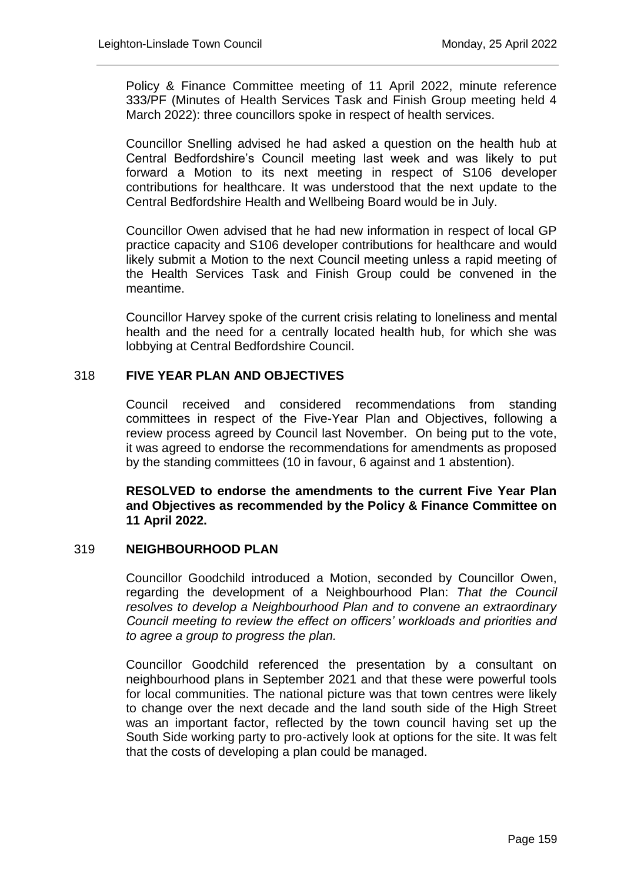Policy & Finance Committee meeting of 11 April 2022, minute reference 333/PF (Minutes of Health Services Task and Finish Group meeting held 4 March 2022): three councillors spoke in respect of health services.

Councillor Snelling advised he had asked a question on the health hub at Central Bedfordshire's Council meeting last week and was likely to put forward a Motion to its next meeting in respect of S106 developer contributions for healthcare. It was understood that the next update to the Central Bedfordshire Health and Wellbeing Board would be in July.

Councillor Owen advised that he had new information in respect of local GP practice capacity and S106 developer contributions for healthcare and would likely submit a Motion to the next Council meeting unless a rapid meeting of the Health Services Task and Finish Group could be convened in the meantime.

Councillor Harvey spoke of the current crisis relating to loneliness and mental health and the need for a centrally located health hub, for which she was lobbying at Central Bedfordshire Council.

## 318 FIVE YEAR PLAN AND OBJECTIVES

Council received and considered recommendations from standing committees in respect of the Five-Year Plan and Objectives, following a review process agreed by Council last November. On being put to the vote, it was agreed to endorse the recommendations for amendments as proposed by the standing committees (10 in favour, 6 against and 1 abstention).

**RESOLVED to endorse the amendments to the current Five Year Plan and Objectives as recommended by the Policy & Finance Committee on 11 April 2022.**

## 319 NEIGHBOURHOOD PLAN

Councillor Goodchild introduced a Motion, seconded by Councillor Owen, regarding the development of a Neighbourhood Plan: *That the Council resolves to develop a Neighbourhood Plan and to convene an extraordinary Council meeting to review the effect on officers' workloads and priorities and to agree a group to progress the plan.*

Councillor Goodchild referenced the presentation by a consultant on neighbourhood plans in September 2021 and that these were powerful tools for local communities. The national picture was that town centres were likely to change over the next decade and the land south side of the High Street was an important factor, reflected by the town council having set up the South Side working party to pro-actively look at options for the site. It was felt that the costs of developing a plan could be managed.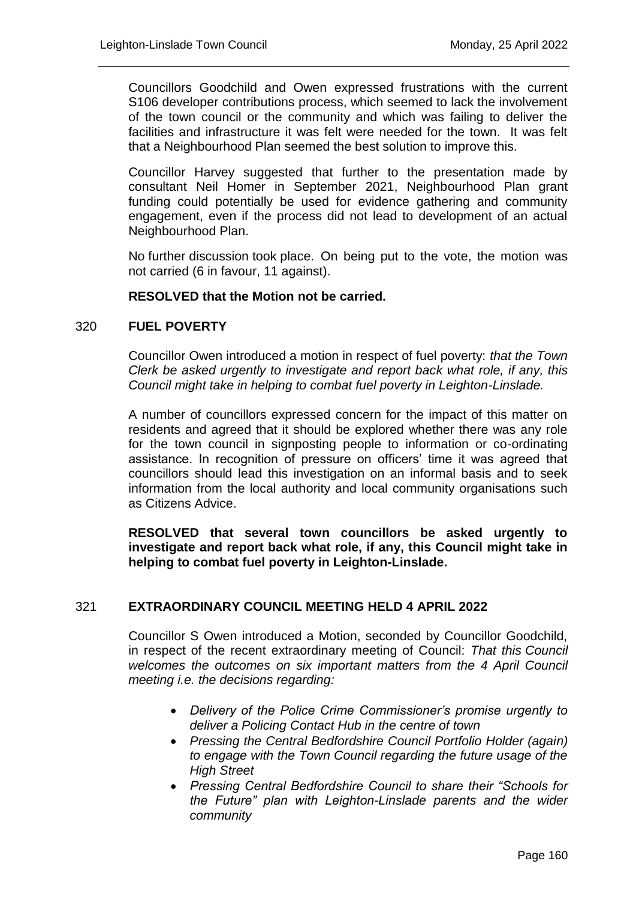Councillors Goodchild and Owen expressed frustrations with the current S106 developer contributions process, which seemed to lack the involvement of the town council or the community and which was failing to deliver the facilities and infrastructure it was felt were needed for the town. It was felt that a Neighbourhood Plan seemed the best solution to improve this.

Councillor Harvey suggested that further to the presentation made by consultant Neil Homer in September 2021, Neighbourhood Plan grant funding could potentially be used for evidence gathering and community engagement, even if the process did not lead to development of an actual Neighbourhood Plan.

No further discussion took place. On being put to the vote, the motion was not carried (6 in favour, 11 against).

**RESOLVED that the Motion not be carried.**

## 320 FUEL POVERTY

Councillor Owen introduced a motion in respect of fuel poverty: *that the Town Clerk be asked urgently to investigate and report back what role, if any, this Council might take in helping to combat fuel poverty in Leighton-Linslade.*

A number of councillors expressed concern for the impact of this matter on residents and agreed that it should be explored whether there was any role for the town council in signposting people to information or co-ordinating assistance. In recognition of pressure on officers' time it was agreed that councillors should lead this investigation on an informal basis and to seek information from the local authority and local community organisations such as Citizens Advice.

**RESOLVED that several town councillors be asked urgently to investigate and report back what role, if any, this Council might take in helping to combat fuel poverty in Leighton-Linslade.**

## 321 EXTRAORDINARY COUNCIL MEETING HELD 4 APRIL 2022

Councillor S Owen introduced a Motion, seconded by Councillor Goodchild, in respect of the recent extraordinary meeting of Council: *That this Council welcomes the outcomes on six important matters from the 4 April Council meeting i.e. the decisions regarding:*

- *Delivery of the Police Crime Commissioner's promise urgently to deliver a Policing Contact Hub in the centre of town*
- *Pressing the Central Bedfordshire Council Portfolio Holder (again) to engage with the Town Council regarding the future usage of the High Street*
- *Pressing Central Bedfordshire Council to share their "Schools for the Future" plan with Leighton-Linslade parents and the wider community*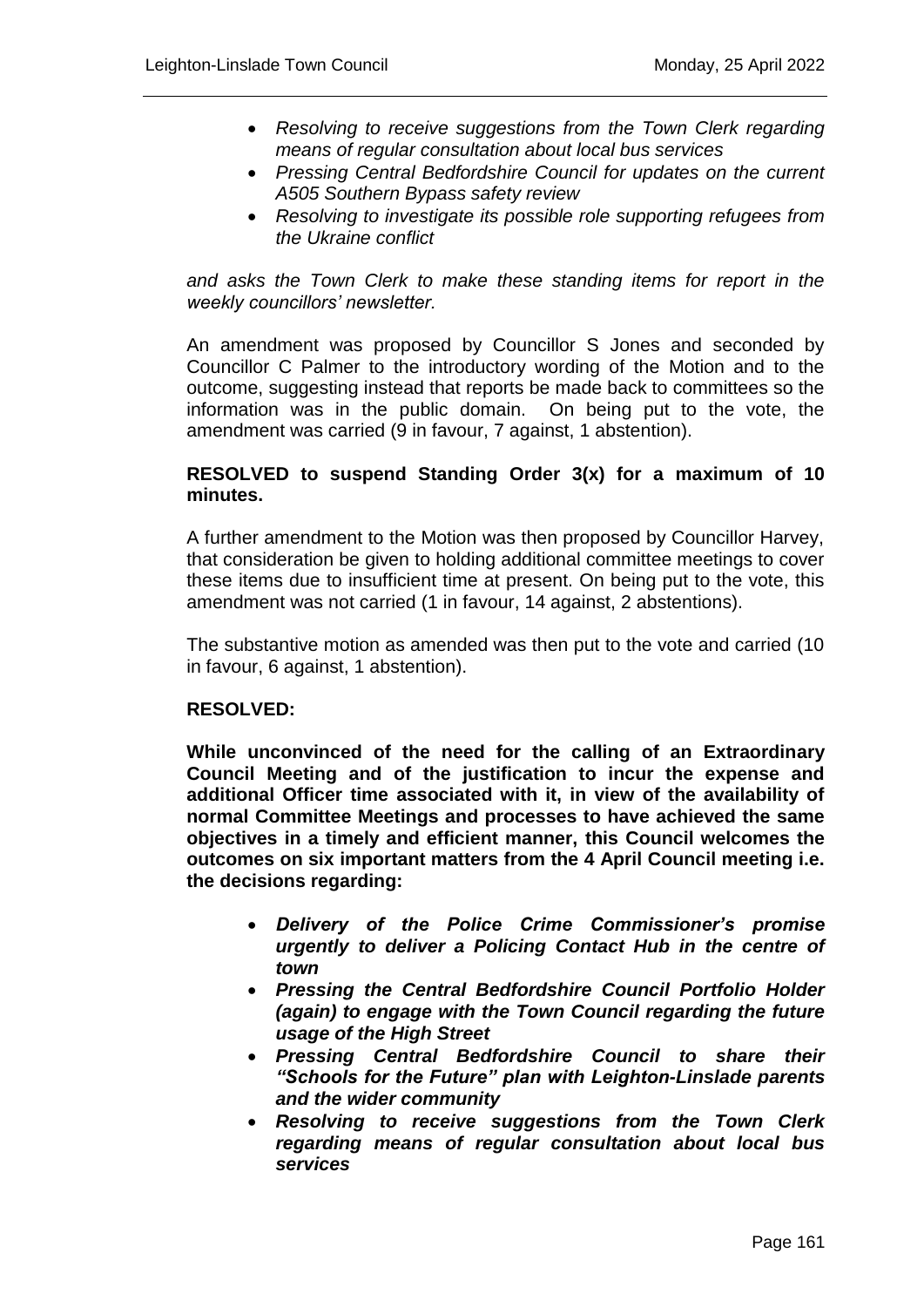- *Resolving to receive suggestions from the Town Clerk regarding means of regular consultation about local bus services*
- *Pressing Central Bedfordshire Council for updates on the current A505 Southern Bypass safety review*
- *Resolving to investigate its possible role supporting refugees from the Ukraine conflict*

*and asks the Town Clerk to make these standing items for report in the weekly councillors' newsletter.*

An amendment was proposed by Councillor S Jones and seconded by Councillor C Palmer to the introductory wording of the Motion and to the outcome, suggesting instead that reports be made back to committees so the information was in the public domain. On being put to the vote, the amendment was carried (9 in favour, 7 against, 1 abstention).

**RESOLVED to suspend Standing Order 3(x) for a maximum of 10 minutes.**

A further amendment to the Motion was then proposed by Councillor Harvey, that consideration be given to holding additional committee meetings to cover these items due to insufficient time at present. On being put to the vote, this amendment was not carried (1 in favour, 14 against, 2 abstentions).

The substantive motion as amended was then put to the vote and carried (10 in favour, 6 against, 1 abstention).

**RESOLVED:**

**While unconvinced of the need for the calling of an Extraordinary Council Meeting and of the justification to incur the expense and additional Officer time associated with it, in view of the availability of normal Committee Meetings and processes to have achieved the same objectives in a timely and efficient manner, this Council welcomes the outcomes on six important matters from the 4 April Council meeting i.e. the decisions regarding:**

- ***Delivery of the Police Crime Commissioner's promise urgently to deliver a Policing Contact Hub in the centre of town***
- ***Pressing the Central Bedfordshire Council Portfolio Holder (again) to engage with the Town Council regarding the future usage of the High Street***
- ***Pressing Central Bedfordshire Council to share their "Schools for the Future" plan with Leighton-Linslade parents and the wider community***
- ***Resolving to receive suggestions from the Town Clerk regarding means of regular consultation about local bus services***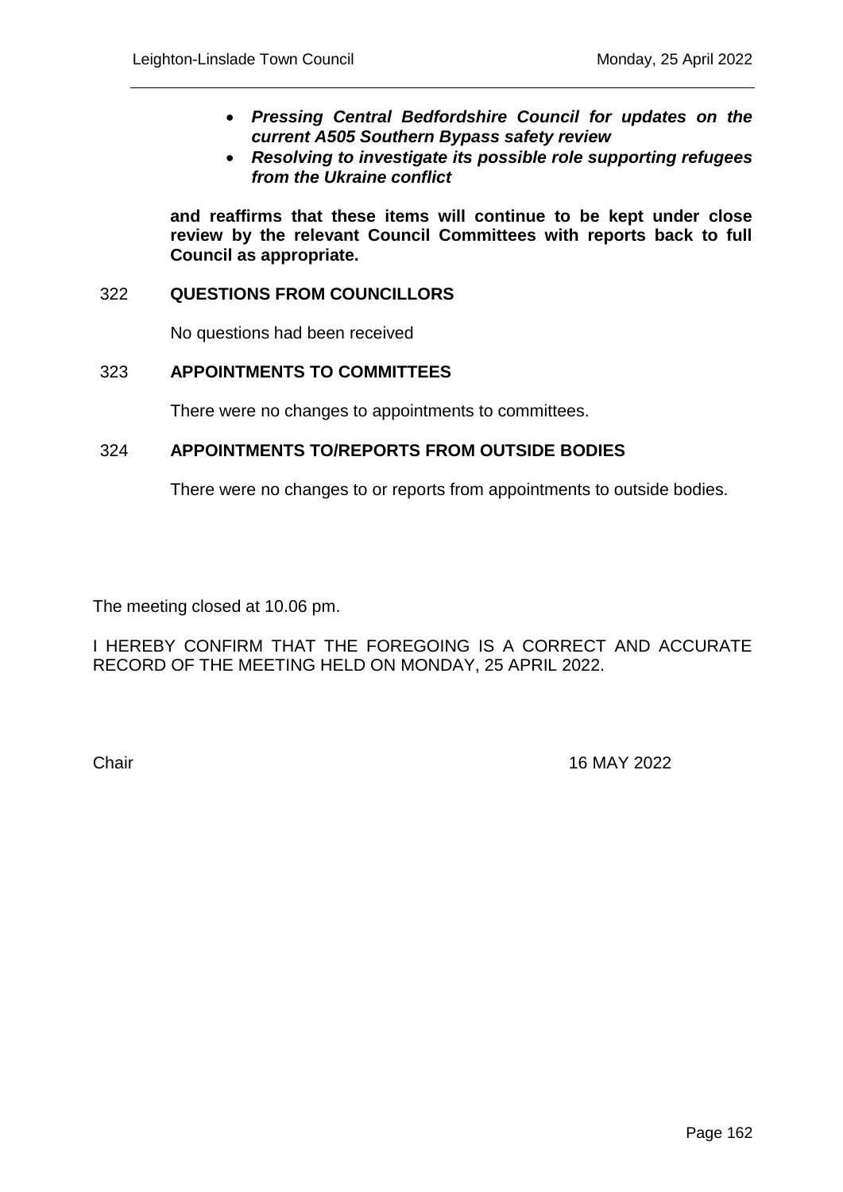- ***Pressing Central Bedfordshire Council for updates on the current A505 Southern Bypass safety review***
- ***Resolving to investigate its possible role supporting refugees from the Ukraine conflict***

**and reaffirms that these items will continue to be kept under close review by the relevant Council Committees with reports back to full Council as appropriate.**

322 **QUESTIONS FROM COUNCILLORS**

No questions had been received

323 **APPOINTMENTS TO COMMITTEES**

There were no changes to appointments to committees.

324 **APPOINTMENTS TO/REPORTS FROM OUTSIDE BODIES**

There were no changes to or reports from appointments to outside bodies.

The meeting closed at 10.06 pm.

I HEREBY CONFIRM THAT THE FOREGOING IS A CORRECT AND ACCURATE RECORD OF THE MEETING HELD ON MONDAY, 25 APRIL 2022.

Chair 16 MAY 2022